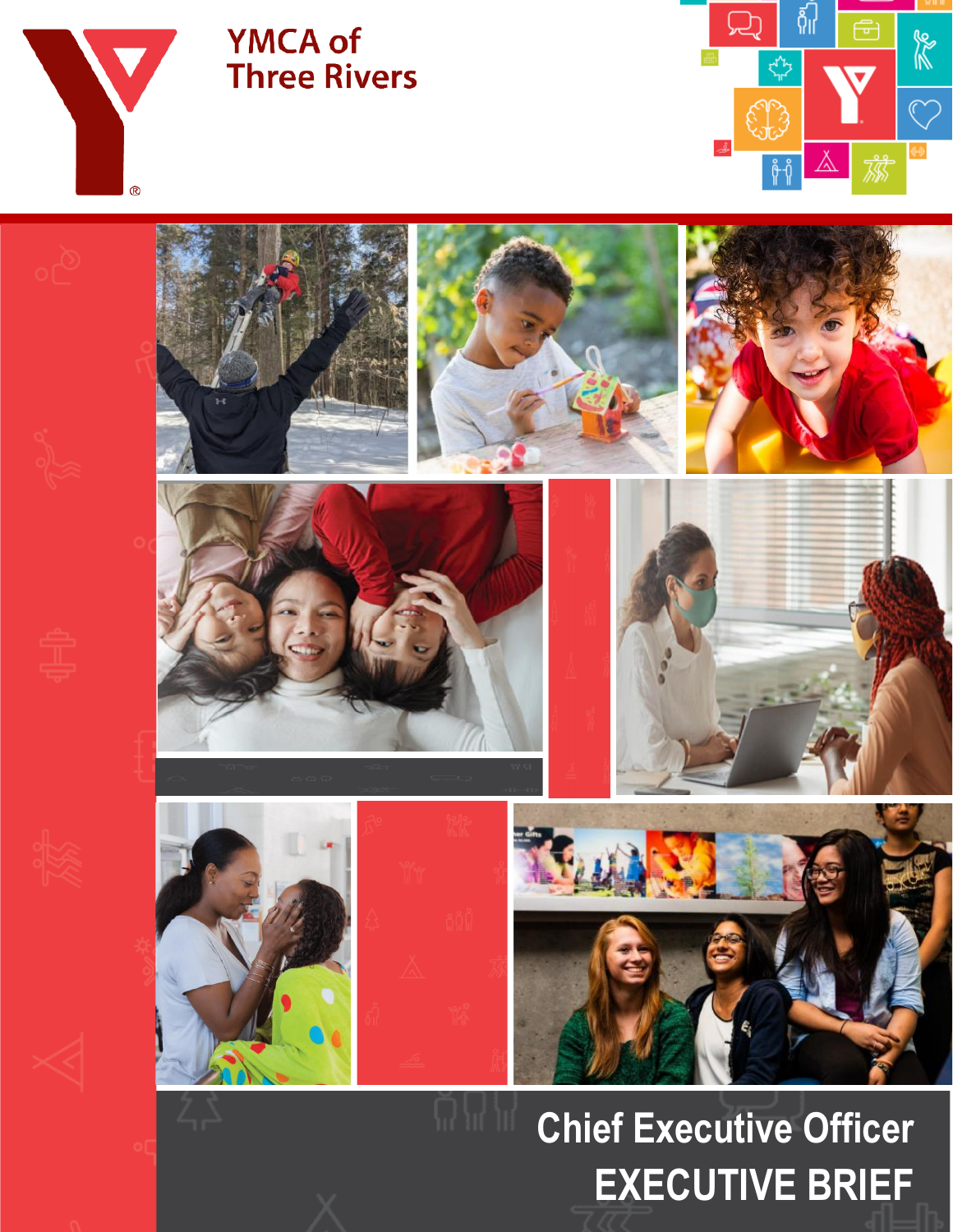YMCA of Three Rivers

# Chief Executive Officer

# EXECUTIVE BRIEF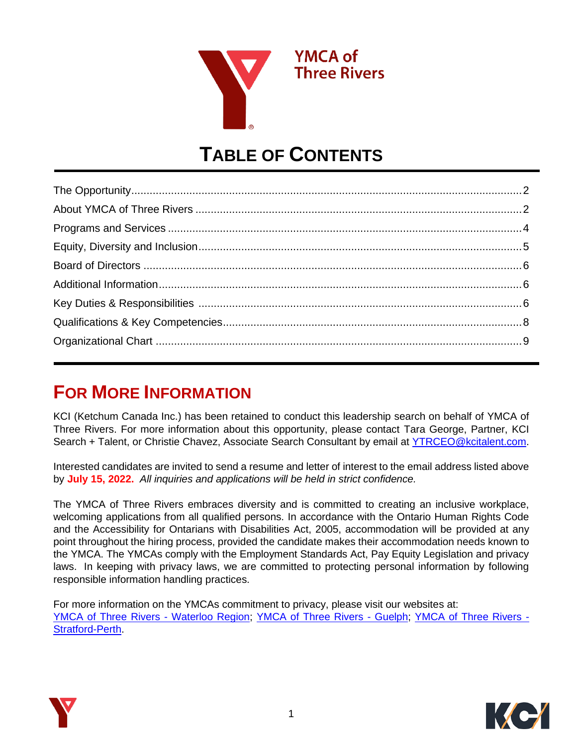YMCA of Three Rivers

# TABLE OF CONTENTS

The Opportunity...2
About YMCA of Three Rivers...2
Programs and Services...4
Equity, Diversity and Inclusion...5
Board of Directors...6
Additional Information...6
Key Duties & Responsibilities...6
Qualifications & Key Competencies...8
Organizational Chart...9

## FOR MORE INFORMATION

KCI (Ketchum Canada Inc.) has been retained to conduct this leadership search on behalf of YMCA of Three Rivers. For more information about this opportunity, please contact Tara George, Partner, KCI Search + Talent, or Christie Chavez, Associate Search Consultant by email at YTRCEO@kcitalent.com.

Interested candidates are invited to send a resume and letter of interest to the email address listed above by **July 15, 2022.** *All inquiries and applications will be held in strict confidence.*

The YMCA of Three Rivers embraces diversity and is committed to creating an inclusive workplace, welcoming applications from all qualified persons. In accordance with the Ontario Human Rights Code and the Accessibility for Ontarians with Disabilities Act, 2005, accommodation will be provided at any point throughout the hiring process, provided the candidate makes their accommodation needs known to the YMCA. The YMCAs comply with the Employment Standards Act, Pay Equity Legislation and privacy laws. In keeping with privacy laws, we are committed to protecting personal information by following responsible information handling practices.

For more information on the YMCAs commitment to privacy, please visit our websites at:
YMCA of Three Rivers - Waterloo Region; YMCA of Three Rivers - Guelph; YMCA of Three Rivers - Stratford-Perth.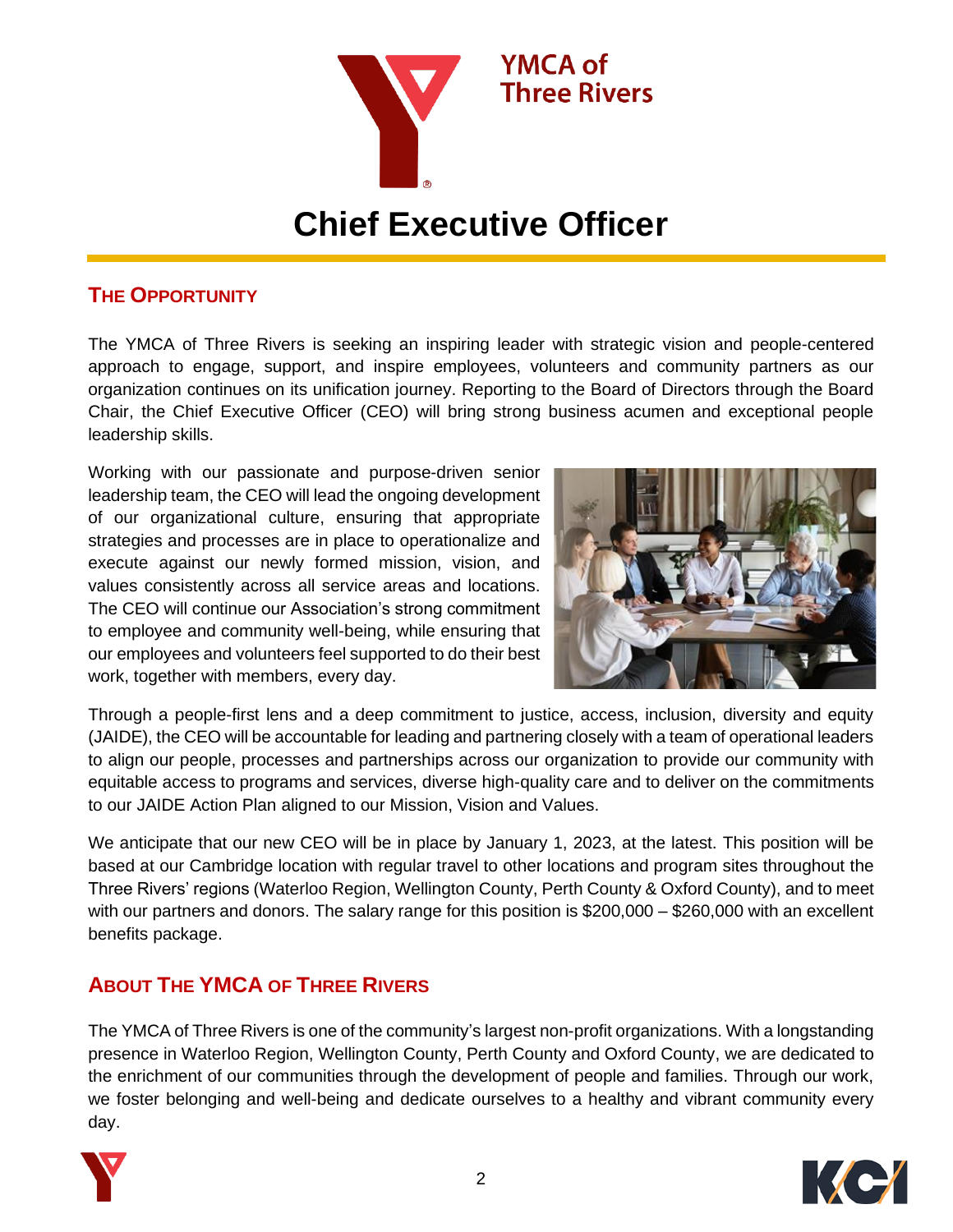# Chief Executive Officer

## The Opportunity

The YMCA of Three Rivers is seeking an inspiring leader with strategic vision and people-centered approach to engage, support, and inspire employees, volunteers and community partners as our organization continues on its unification journey. Reporting to the Board of Directors through the Board Chair, the Chief Executive Officer (CEO) will bring strong business acumen and exceptional people leadership skills.

Working with our passionate and purpose-driven senior leadership team, the CEO will lead the ongoing development of our organizational culture, ensuring that appropriate strategies and processes are in place to operationalize and execute against our newly formed mission, vision, and values consistently across all service areas and locations. The CEO will continue our Association's strong commitment to employee and community well-being, while ensuring that our employees and volunteers feel supported to do their best work, together with members, every day.

Through a people-first lens and a deep commitment to justice, access, inclusion, diversity and equity (JAIDE), the CEO will be accountable for leading and partnering closely with a team of operational leaders to align our people, processes and partnerships across our organization to provide our community with equitable access to programs and services, diverse high-quality care and to deliver on the commitments to our JAIDE Action Plan aligned to our Mission, Vision and Values.

We anticipate that our new CEO will be in place by January 1, 2023, at the latest. This position will be based at our Cambridge location with regular travel to other locations and program sites throughout the Three Rivers' regions (Waterloo Region, Wellington County, Perth County & Oxford County), and to meet with our partners and donors. The salary range for this position is $200,000 – $260,000 with an excellent benefits package.

## About The YMCA of Three Rivers

The YMCA of Three Rivers is one of the community's largest non-profit organizations. With a longstanding presence in Waterloo Region, Wellington County, Perth County and Oxford County, we are dedicated to the enrichment of our communities through the development of people and families. Through our work, we foster belonging and well-being and dedicate ourselves to a healthy and vibrant community every day.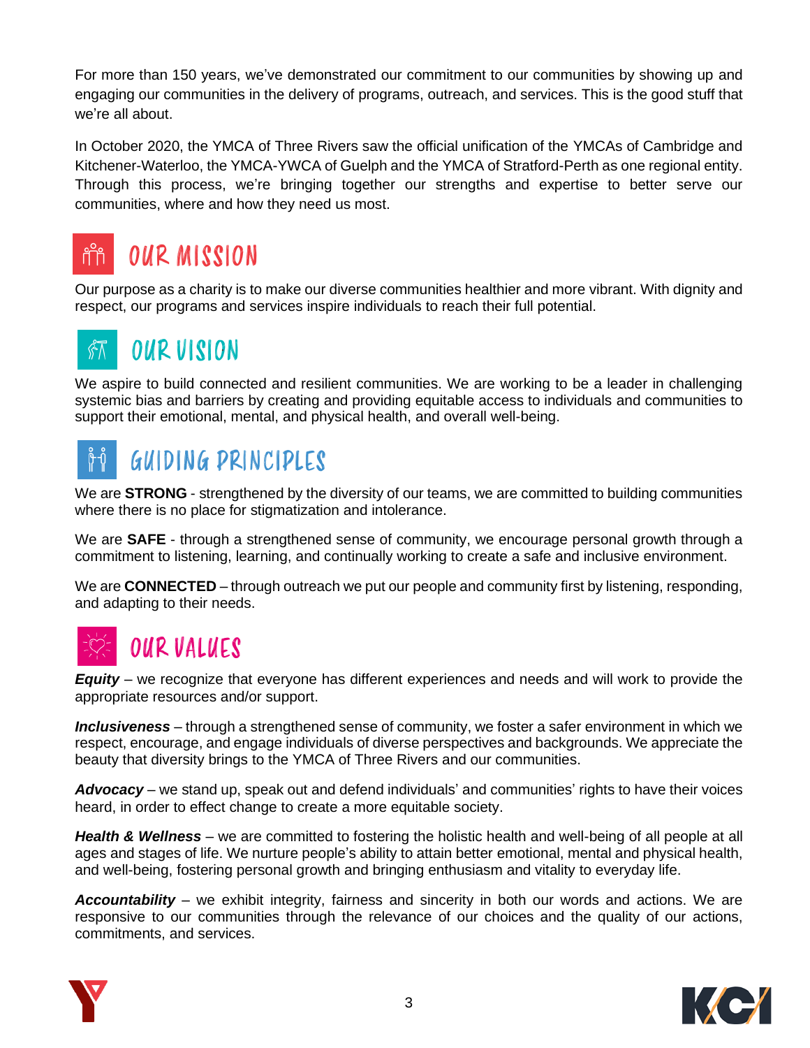For more than 150 years, we've demonstrated our commitment to our communities by showing up and engaging our communities in the delivery of programs, outreach, and services. This is the good stuff that we're all about.

In October 2020, the YMCA of Three Rivers saw the official unification of the YMCAs of Cambridge and Kitchener-Waterloo, the YMCA-YWCA of Guelph and the YMCA of Stratford-Perth as one regional entity. Through this process, we're bringing together our strengths and expertise to better serve our communities, where and how they need us most.

## OUR MISSION

Our purpose as a charity is to make our diverse communities healthier and more vibrant. With dignity and respect, our programs and services inspire individuals to reach their full potential.

## OUR VISION

We aspire to build connected and resilient communities. We are working to be a leader in challenging systemic bias and barriers by creating and providing equitable access to individuals and communities to support their emotional, mental, and physical health, and overall well-being.

## GUIDING PRINCIPLES

We are **STRONG** - strengthened by the diversity of our teams, we are committed to building communities where there is no place for stigmatization and intolerance.

We are **SAFE** - through a strengthened sense of community, we encourage personal growth through a commitment to listening, learning, and continually working to create a safe and inclusive environment.

We are **CONNECTED** – through outreach we put our people and community first by listening, responding, and adapting to their needs.

## OUR VALUES

***Equity*** – we recognize that everyone has different experiences and needs and will work to provide the appropriate resources and/or support.

***Inclusiveness*** – through a strengthened sense of community, we foster a safer environment in which we respect, encourage, and engage individuals of diverse perspectives and backgrounds. We appreciate the beauty that diversity brings to the YMCA of Three Rivers and our communities.

***Advocacy*** – we stand up, speak out and defend individuals' and communities' rights to have their voices heard, in order to effect change to create a more equitable society.

***Health & Wellness*** – we are committed to fostering the holistic health and well-being of all people at all ages and stages of life. We nurture people's ability to attain better emotional, mental and physical health, and well-being, fostering personal growth and bringing enthusiasm and vitality to everyday life.

***Accountability*** – we exhibit integrity, fairness and sincerity in both our words and actions. We are responsive to our communities through the relevance of our choices and the quality of our actions, commitments, and services.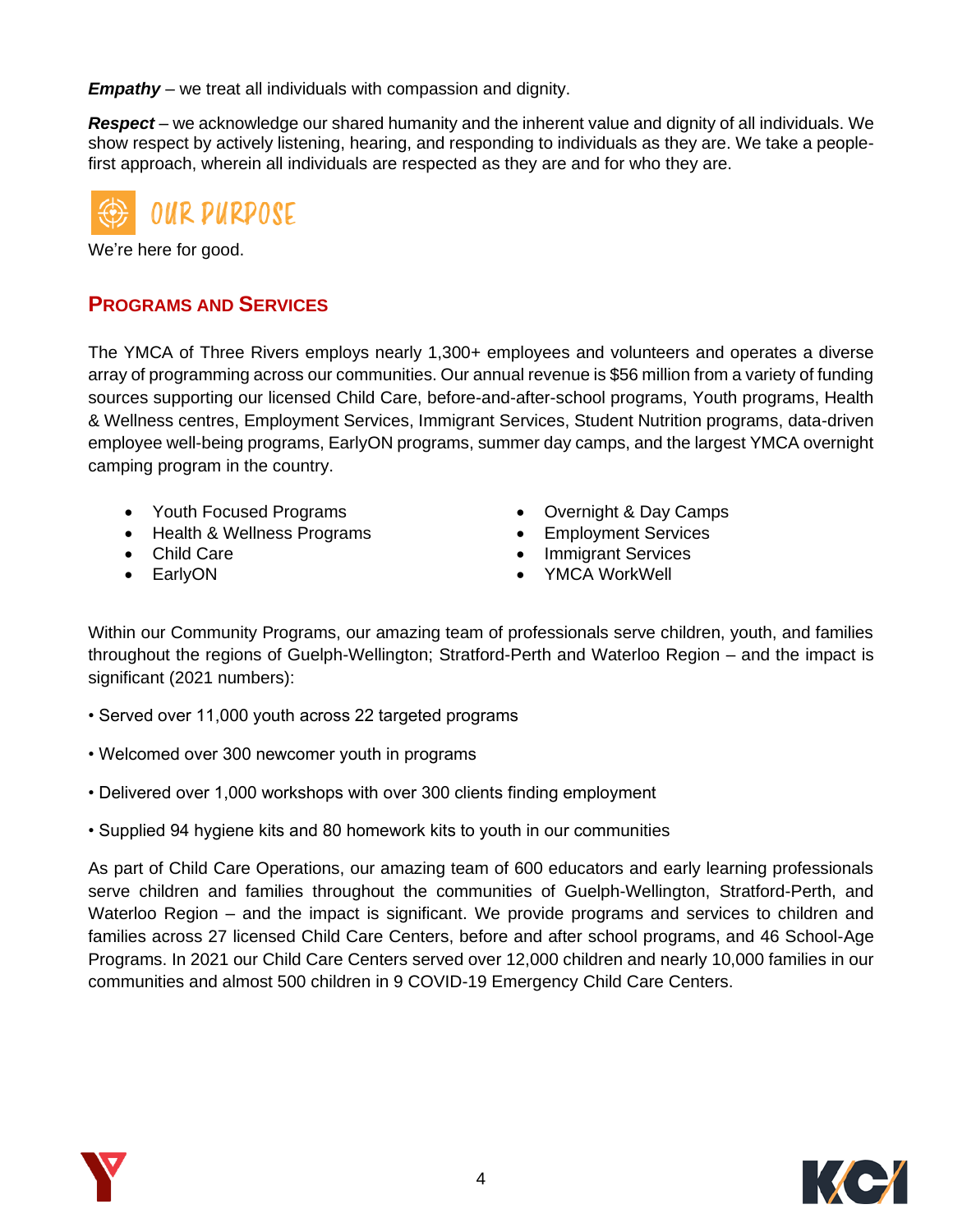***Empathy*** – we treat all individuals with compassion and dignity.

***Respect*** – we acknowledge our shared humanity and the inherent value and dignity of all individuals. We show respect by actively listening, hearing, and responding to individuals as they are. We take a people-first approach, wherein all individuals are respected as they are and for who they are.

## OUR PURPOSE

We're here for good.

## PROGRAMS AND SERVICES

The YMCA of Three Rivers employs nearly 1,300+ employees and volunteers and operates a diverse array of programming across our communities. Our annual revenue is $56 million from a variety of funding sources supporting our licensed Child Care, before-and-after-school programs, Youth programs, Health & Wellness centres, Employment Services, Immigrant Services, Student Nutrition programs, data-driven employee well-being programs, EarlyON programs, summer day camps, and the largest YMCA overnight camping program in the country.

- Youth Focused Programs
- Health & Wellness Programs
- Child Care
- EarlyON
- Overnight & Day Camps
- Employment Services
- Immigrant Services
- YMCA WorkWell

Within our Community Programs, our amazing team of professionals serve children, youth, and families throughout the regions of Guelph-Wellington; Stratford-Perth and Waterloo Region – and the impact is significant (2021 numbers):

• Served over 11,000 youth across 22 targeted programs

• Welcomed over 300 newcomer youth in programs

• Delivered over 1,000 workshops with over 300 clients finding employment

• Supplied 94 hygiene kits and 80 homework kits to youth in our communities

As part of Child Care Operations, our amazing team of 600 educators and early learning professionals serve children and families throughout the communities of Guelph-Wellington, Stratford-Perth, and Waterloo Region – and the impact is significant. We provide programs and services to children and families across 27 licensed Child Care Centers, before and after school programs, and 46 School-Age Programs. In 2021 our Child Care Centers served over 12,000 children and nearly 10,000 families in our communities and almost 500 children in 9 COVID-19 Emergency Child Care Centers.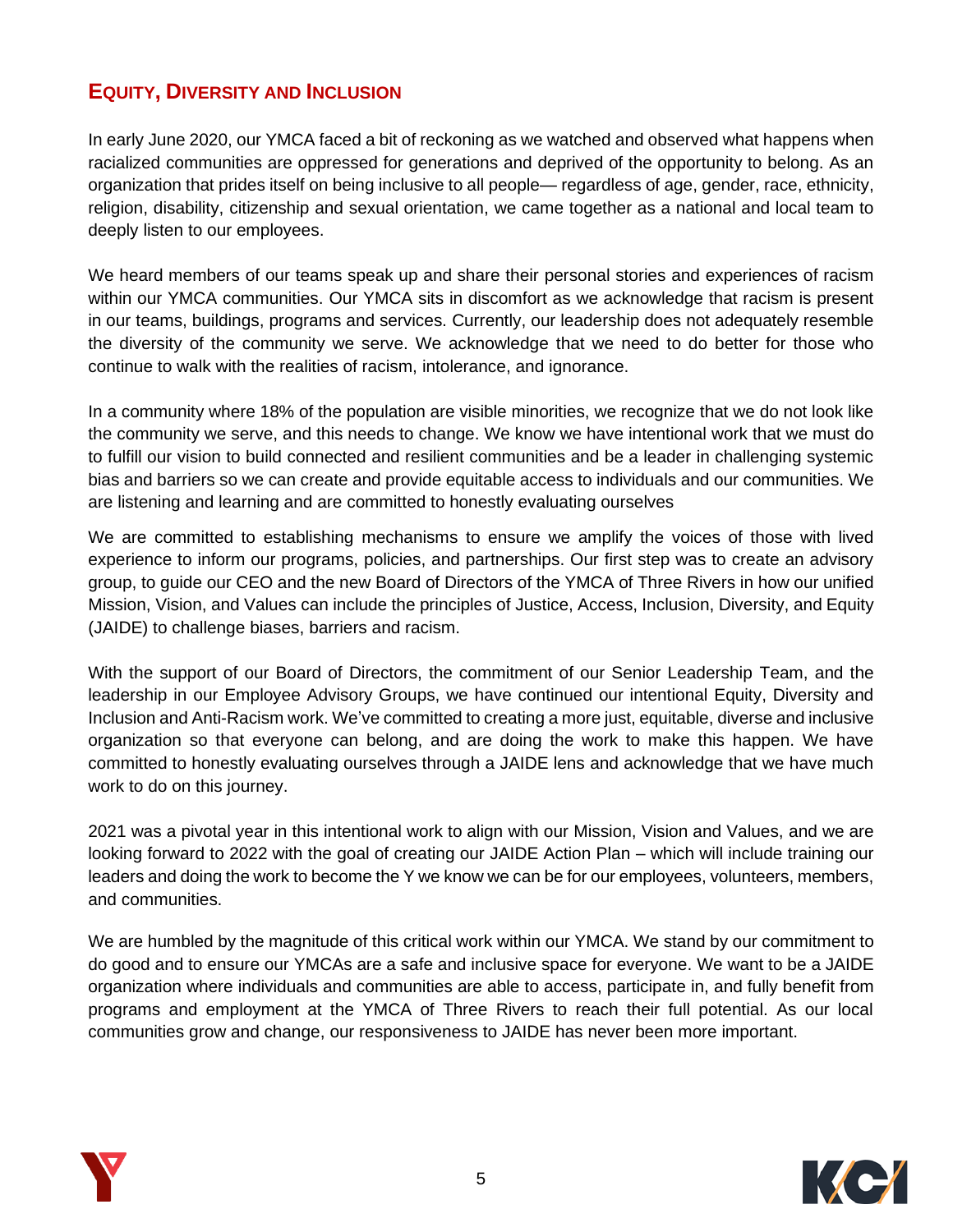## Equity, Diversity and Inclusion

In early June 2020, our YMCA faced a bit of reckoning as we watched and observed what happens when racialized communities are oppressed for generations and deprived of the opportunity to belong. As an organization that prides itself on being inclusive to all people— regardless of age, gender, race, ethnicity, religion, disability, citizenship and sexual orientation, we came together as a national and local team to deeply listen to our employees.

We heard members of our teams speak up and share their personal stories and experiences of racism within our YMCA communities. Our YMCA sits in discomfort as we acknowledge that racism is present in our teams, buildings, programs and services. Currently, our leadership does not adequately resemble the diversity of the community we serve. We acknowledge that we need to do better for those who continue to walk with the realities of racism, intolerance, and ignorance.

In a community where 18% of the population are visible minorities, we recognize that we do not look like the community we serve, and this needs to change. We know we have intentional work that we must do to fulfill our vision to build connected and resilient communities and be a leader in challenging systemic bias and barriers so we can create and provide equitable access to individuals and our communities. We are listening and learning and are committed to honestly evaluating ourselves

We are committed to establishing mechanisms to ensure we amplify the voices of those with lived experience to inform our programs, policies, and partnerships. Our first step was to create an advisory group, to guide our CEO and the new Board of Directors of the YMCA of Three Rivers in how our unified Mission, Vision, and Values can include the principles of Justice, Access, Inclusion, Diversity, and Equity (JAIDE) to challenge biases, barriers and racism.

With the support of our Board of Directors, the commitment of our Senior Leadership Team, and the leadership in our Employee Advisory Groups, we have continued our intentional Equity, Diversity and Inclusion and Anti-Racism work. We've committed to creating a more just, equitable, diverse and inclusive organization so that everyone can belong, and are doing the work to make this happen. We have committed to honestly evaluating ourselves through a JAIDE lens and acknowledge that we have much work to do on this journey.

2021 was a pivotal year in this intentional work to align with our Mission, Vision and Values, and we are looking forward to 2022 with the goal of creating our JAIDE Action Plan – which will include training our leaders and doing the work to become the Y we know we can be for our employees, volunteers, members, and communities.

We are humbled by the magnitude of this critical work within our YMCA. We stand by our commitment to do good and to ensure our YMCAs are a safe and inclusive space for everyone. We want to be a JAIDE organization where individuals and communities are able to access, participate in, and fully benefit from programs and employment at the YMCA of Three Rivers to reach their full potential. As our local communities grow and change, our responsiveness to JAIDE has never been more important.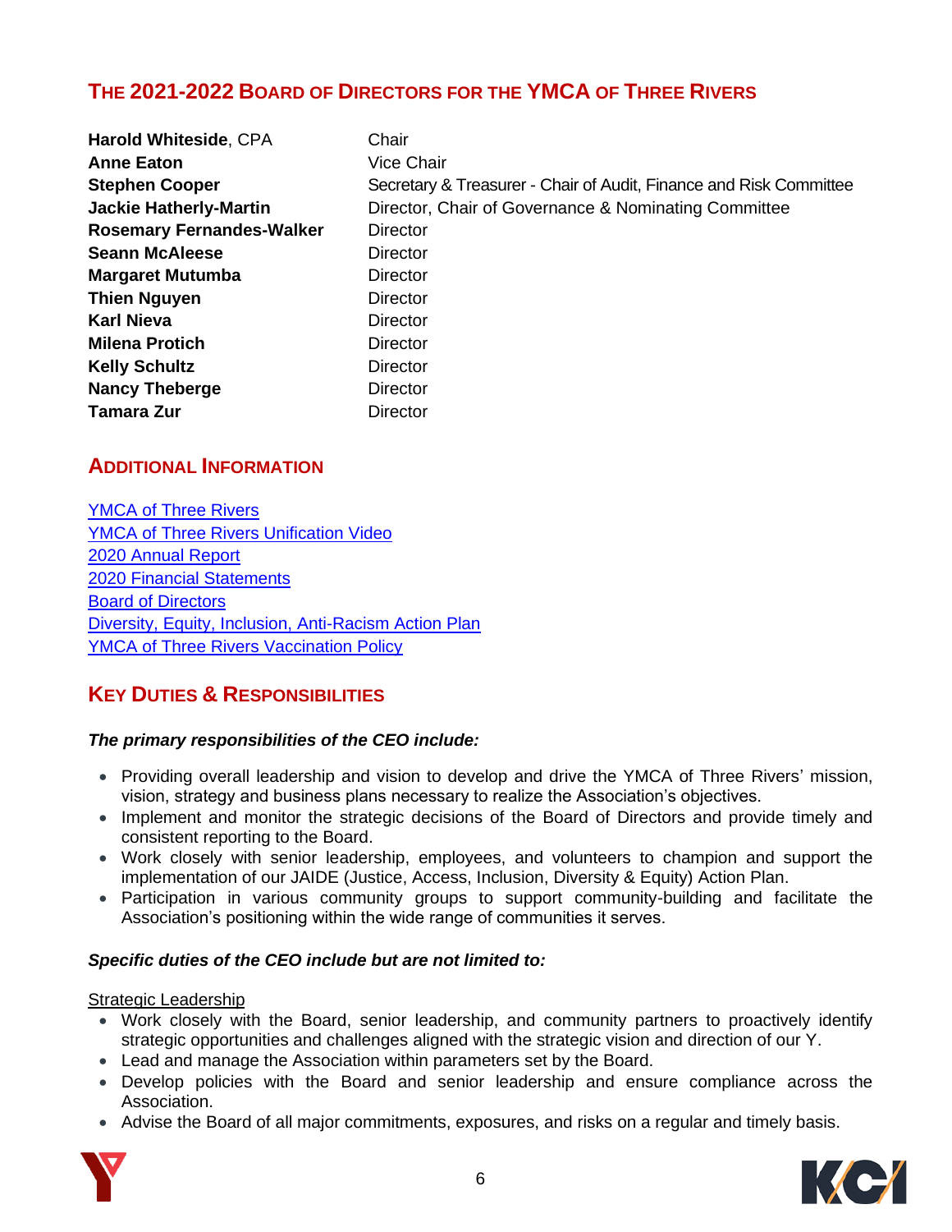## THE 2021-2022 BOARD OF DIRECTORS FOR THE YMCA OF THREE RIVERS

| | |
|---|---|
| **Harold Whiteside**, CPA | Chair |
| **Anne Eaton** | Vice Chair |
| **Stephen Cooper** | Secretary & Treasurer - Chair of Audit, Finance and Risk Committee |
| **Jackie Hatherly-Martin** | Director, Chair of Governance & Nominating Committee |
| **Rosemary Fernandes-Walker** | Director |
| **Seann McAleese** | Director |
| **Margaret Mutumba** | Director |
| **Thien Nguyen** | Director |
| **Karl Nieva** | Director |
| **Milena Protich** | Director |
| **Kelly Schultz** | Director |
| **Nancy Theberge** | Director |
| **Tamara Zur** | Director |

## ADDITIONAL INFORMATION

YMCA of Three Rivers
YMCA of Three Rivers Unification Video
2020 Annual Report
2020 Financial Statements
Board of Directors
Diversity, Equity, Inclusion, Anti-Racism Action Plan
YMCA of Three Rivers Vaccination Policy

## KEY DUTIES & RESPONSIBILITIES

***The primary responsibilities of the CEO include:***

- Providing overall leadership and vision to develop and drive the YMCA of Three Rivers' mission, vision, strategy and business plans necessary to realize the Association's objectives.
- Implement and monitor the strategic decisions of the Board of Directors and provide timely and consistent reporting to the Board.
- Work closely with senior leadership, employees, and volunteers to champion and support the implementation of our JAIDE (Justice, Access, Inclusion, Diversity & Equity) Action Plan.
- Participation in various community groups to support community-building and facilitate the Association's positioning within the wide range of communities it serves.

***Specific duties of the CEO include but are not limited to:***

Strategic Leadership

- Work closely with the Board, senior leadership, and community partners to proactively identify strategic opportunities and challenges aligned with the strategic vision and direction of our Y.
- Lead and manage the Association within parameters set by the Board.
- Develop policies with the Board and senior leadership and ensure compliance across the Association.
- Advise the Board of all major commitments, exposures, and risks on a regular and timely basis.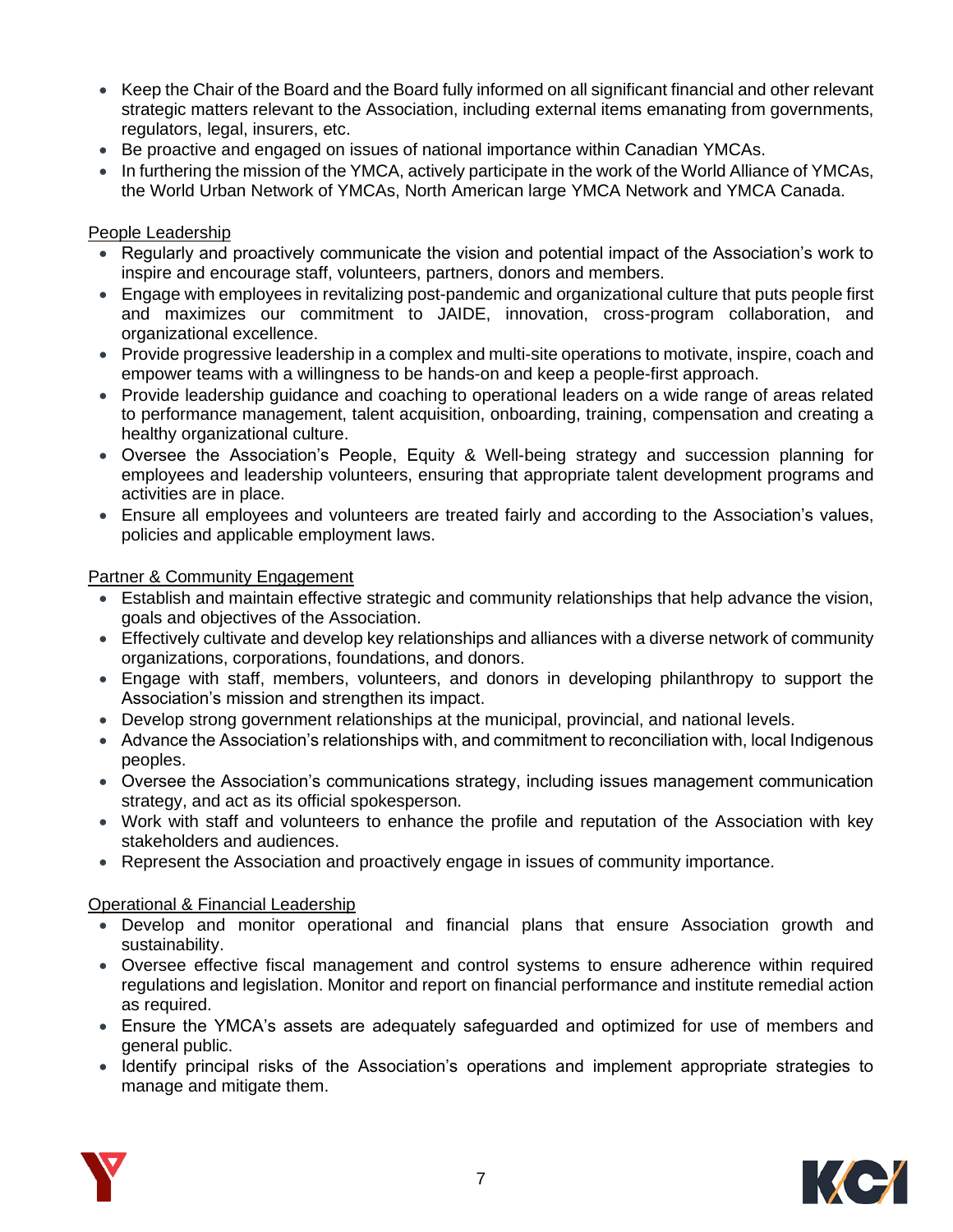- Keep the Chair of the Board and the Board fully informed on all significant financial and other relevant strategic matters relevant to the Association, including external items emanating from governments, regulators, legal, insurers, etc.
- Be proactive and engaged on issues of national importance within Canadian YMCAs.
- In furthering the mission of the YMCA, actively participate in the work of the World Alliance of YMCAs, the World Urban Network of YMCAs, North American large YMCA Network and YMCA Canada.

<u>People Leadership</u>

- Regularly and proactively communicate the vision and potential impact of the Association's work to inspire and encourage staff, volunteers, partners, donors and members.
- Engage with employees in revitalizing post-pandemic and organizational culture that puts people first and maximizes our commitment to JAIDE, innovation, cross-program collaboration, and organizational excellence.
- Provide progressive leadership in a complex and multi-site operations to motivate, inspire, coach and empower teams with a willingness to be hands-on and keep a people-first approach.
- Provide leadership guidance and coaching to operational leaders on a wide range of areas related to performance management, talent acquisition, onboarding, training, compensation and creating a healthy organizational culture.
- Oversee the Association's People, Equity & Well-being strategy and succession planning for employees and leadership volunteers, ensuring that appropriate talent development programs and activities are in place.
- Ensure all employees and volunteers are treated fairly and according to the Association's values, policies and applicable employment laws.

<u>Partner & Community Engagement</u>

- Establish and maintain effective strategic and community relationships that help advance the vision, goals and objectives of the Association.
- Effectively cultivate and develop key relationships and alliances with a diverse network of community organizations, corporations, foundations, and donors.
- Engage with staff, members, volunteers, and donors in developing philanthropy to support the Association's mission and strengthen its impact.
- Develop strong government relationships at the municipal, provincial, and national levels.
- Advance the Association's relationships with, and commitment to reconciliation with, local Indigenous peoples.
- Oversee the Association's communications strategy, including issues management communication strategy, and act as its official spokesperson.
- Work with staff and volunteers to enhance the profile and reputation of the Association with key stakeholders and audiences.
- Represent the Association and proactively engage in issues of community importance.

<u>Operational & Financial Leadership</u>

- Develop and monitor operational and financial plans that ensure Association growth and sustainability.
- Oversee effective fiscal management and control systems to ensure adherence within required regulations and legislation. Monitor and report on financial performance and institute remedial action as required.
- Ensure the YMCA's assets are adequately safeguarded and optimized for use of members and general public.
- Identify principal risks of the Association's operations and implement appropriate strategies to manage and mitigate them.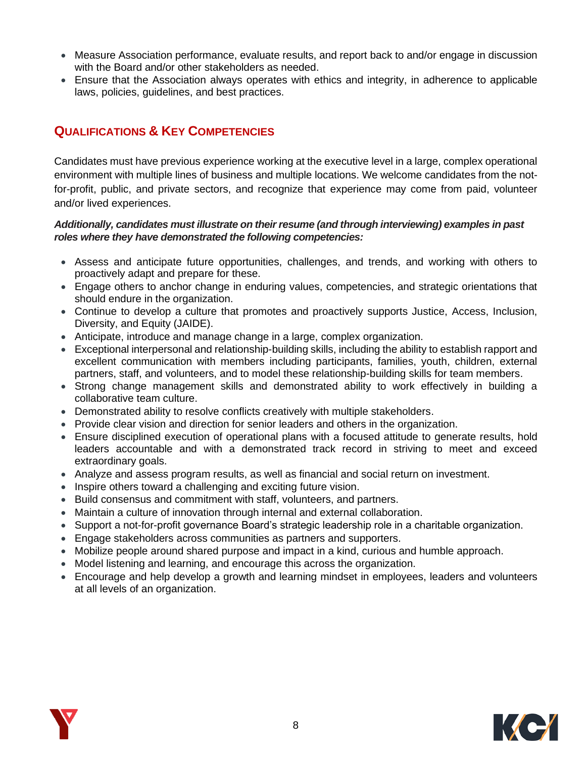- Measure Association performance, evaluate results, and report back to and/or engage in discussion with the Board and/or other stakeholders as needed.
- Ensure that the Association always operates with ethics and integrity, in adherence to applicable laws, policies, guidelines, and best practices.

## QUALIFICATIONS & KEY COMPETENCIES

Candidates must have previous experience working at the executive level in a large, complex operational environment with multiple lines of business and multiple locations. We welcome candidates from the not-for-profit, public, and private sectors, and recognize that experience may come from paid, volunteer and/or lived experiences.

***Additionally, candidates must illustrate on their resume (and through interviewing) examples in past roles where they have demonstrated the following competencies:***

- Assess and anticipate future opportunities, challenges, and trends, and working with others to proactively adapt and prepare for these.
- Engage others to anchor change in enduring values, competencies, and strategic orientations that should endure in the organization.
- Continue to develop a culture that promotes and proactively supports Justice, Access, Inclusion, Diversity, and Equity (JAIDE).
- Anticipate, introduce and manage change in a large, complex organization.
- Exceptional interpersonal and relationship-building skills, including the ability to establish rapport and excellent communication with members including participants, families, youth, children, external partners, staff, and volunteers, and to model these relationship-building skills for team members.
- Strong change management skills and demonstrated ability to work effectively in building a collaborative team culture.
- Demonstrated ability to resolve conflicts creatively with multiple stakeholders.
- Provide clear vision and direction for senior leaders and others in the organization.
- Ensure disciplined execution of operational plans with a focused attitude to generate results, hold leaders accountable and with a demonstrated track record in striving to meet and exceed extraordinary goals.
- Analyze and assess program results, as well as financial and social return on investment.
- Inspire others toward a challenging and exciting future vision.
- Build consensus and commitment with staff, volunteers, and partners.
- Maintain a culture of innovation through internal and external collaboration.
- Support a not-for-profit governance Board's strategic leadership role in a charitable organization.
- Engage stakeholders across communities as partners and supporters.
- Mobilize people around shared purpose and impact in a kind, curious and humble approach.
- Model listening and learning, and encourage this across the organization.
- Encourage and help develop a growth and learning mindset in employees, leaders and volunteers at all levels of an organization.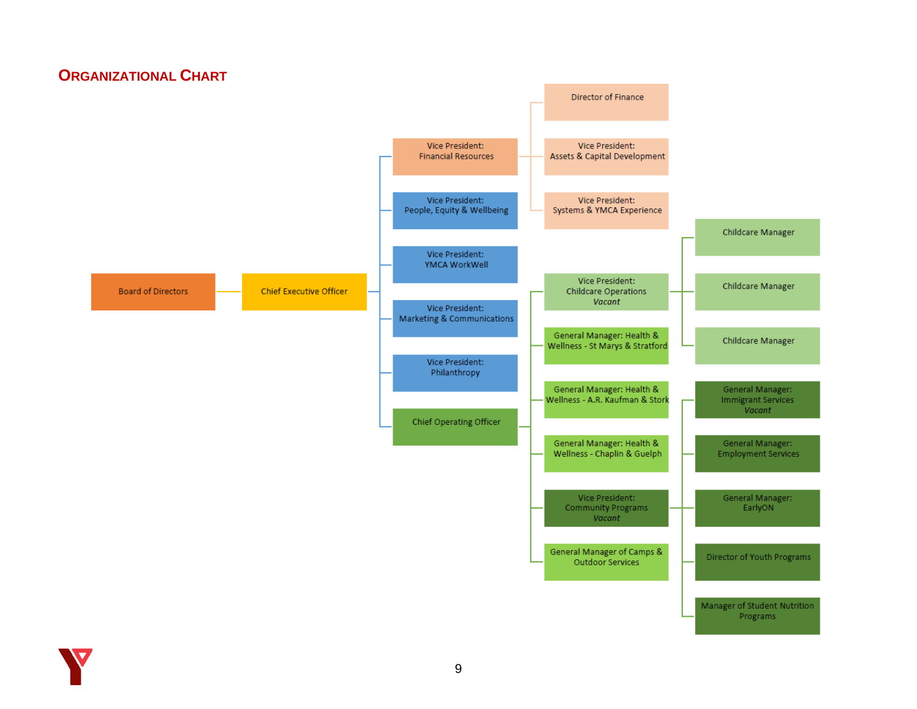## Organizational Chart

Board of Directors

Chief Executive Officer

Vice President:
Financial Resources

Director of Finance

Vice President:
Assets & Capital Development

Vice President:
Systems & YMCA Experience

Vice President:
People, Equity & Wellbeing

Vice President:
YMCA WorkWell

Vice President:
Marketing & Communications

Vice President:
Philanthropy

Chief Operating Officer

Vice President:
Childcare Operations
*Vacant*

Childcare Manager

Childcare Manager

Childcare Manager

General Manager: Health & Wellness - St Marys & Stratford

General Manager: Health & Wellness - A.R. Kaufman & Stork

General Manager: Health & Wellness - Chaplin & Guelph

Vice President:
Community Programs
*Vacant*

General Manager:
Immigrant Services
*Vacant*

General Manager:
Employment Services

General Manager:
EarlyON

Director of Youth Programs

Manager of Student Nutrition Programs

General Manager of Camps & Outdoor Services